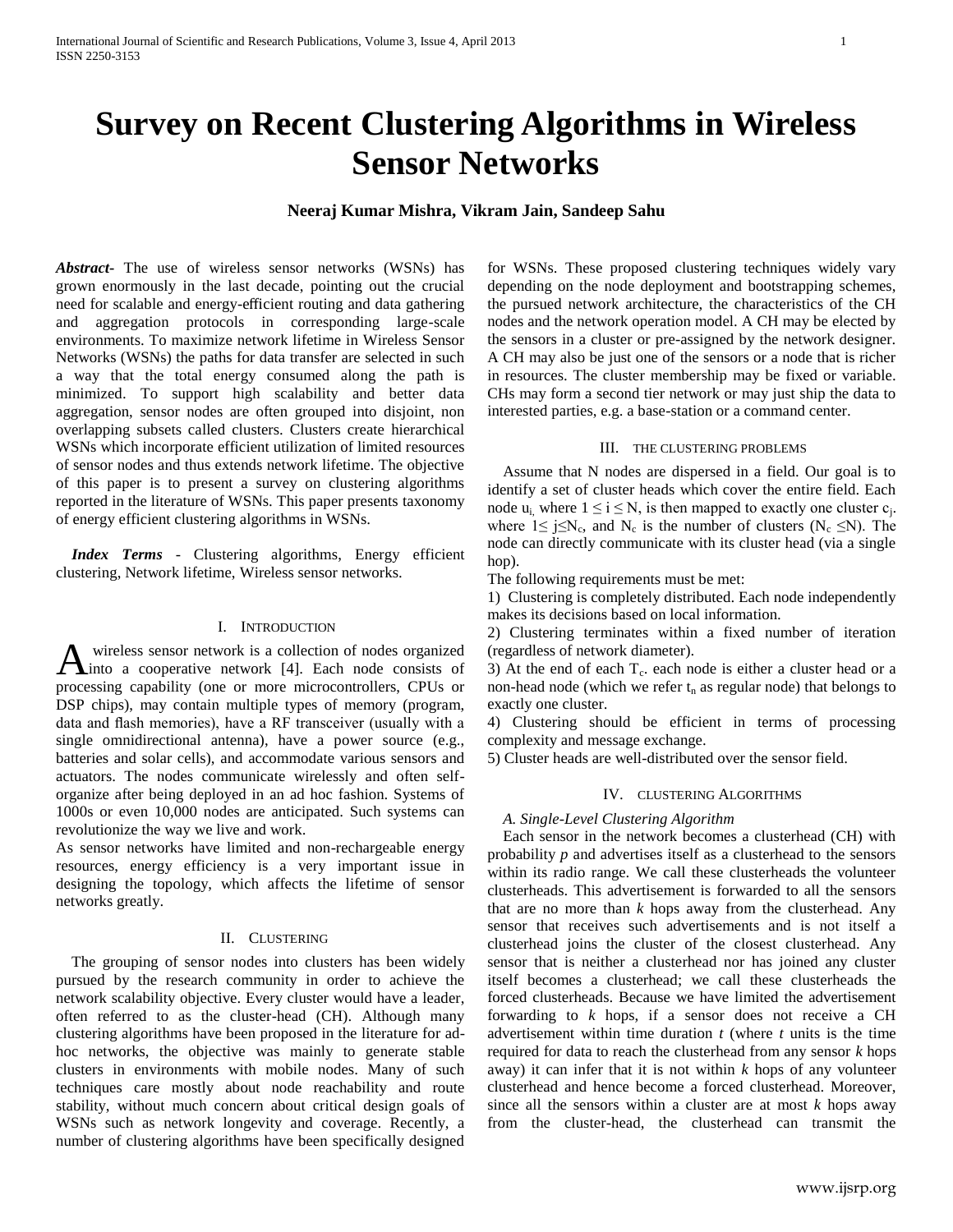# Survey on Recent Clustering Algorithms in Wireless Sensor Networks

**Neeraj Kumar Mishra, Vikram Jain, Sandeep Sahu**

***Abstract-*** The use of wireless sensor networks (WSNs) has grown enormously in the last decade, pointing out the crucial need for scalable and energy-efficient routing and data gathering and aggregation protocols in corresponding large-scale environments. To maximize network lifetime in Wireless Sensor Networks (WSNs) the paths for data transfer are selected in such a way that the total energy consumed along the path is minimized. To support high scalability and better data aggregation, sensor nodes are often grouped into disjoint, non overlapping subsets called clusters. Clusters create hierarchical WSNs which incorporate efficient utilization of limited resources of sensor nodes and thus extends network lifetime. The objective of this paper is to present a survey on clustering algorithms reported in the literature of WSNs. This paper presents taxonomy of energy efficient clustering algorithms in WSNs.

***Index Terms*** - Clustering algorithms, Energy efficient clustering, Network lifetime, Wireless sensor networks.

## I. Introduction

A wireless sensor network is a collection of nodes organized into a cooperative network [4]. Each node consists of processing capability (one or more microcontrollers, CPUs or DSP chips), may contain multiple types of memory (program, data and flash memories), have a RF transceiver (usually with a single omnidirectional antenna), have a power source (e.g., batteries and solar cells), and accommodate various sensors and actuators. The nodes communicate wirelessly and often self-organize after being deployed in an ad hoc fashion. Systems of 1000s or even 10,000 nodes are anticipated. Such systems can revolutionize the way we live and work.

As sensor networks have limited and non-rechargeable energy resources, energy efficiency is a very important issue in designing the topology, which affects the lifetime of sensor networks greatly.

## II. Clustering

The grouping of sensor nodes into clusters has been widely pursued by the research community in order to achieve the network scalability objective. Every cluster would have a leader, often referred to as the cluster-head (CH). Although many clustering algorithms have been proposed in the literature for ad-hoc networks, the objective was mainly to generate stable clusters in environments with mobile nodes. Many of such techniques care mostly about node reachability and route stability, without much concern about critical design goals of WSNs such as network longevity and coverage. Recently, a number of clustering algorithms have been specifically designed for WSNs. These proposed clustering techniques widely vary depending on the node deployment and bootstrapping schemes, the pursued network architecture, the characteristics of the CH nodes and the network operation model. A CH may be elected by the sensors in a cluster or pre-assigned by the network designer. A CH may also be just one of the sensors or a node that is richer in resources. The cluster membership may be fixed or variable. CHs may form a second tier network or may just ship the data to interested parties, e.g. a base-station or a command center.

## III. The Clustering Problems

Assume that N nodes are dispersed in a field. Our goal is to identify a set of cluster heads which cover the entire field. Each node $u_i$, where $1 \leq i \leq N$, is then mapped to exactly one cluster $c_j$. where $1 \leq j \leq N_c$, and $N_c$ is the number of clusters ($N_c \leq N$). The node can directly communicate with its cluster head (via a single hop).

The following requirements must be met:

1) Clustering is completely distributed. Each node independently makes its decisions based on local information.

2) Clustering terminates within a fixed number of iteration (regardless of network diameter).

3) At the end of each $T_c$. each node is either a cluster head or a non-head node (which we refer $t_n$ as regular node) that belongs to exactly one cluster.

4) Clustering should be efficient in terms of processing complexity and message exchange.

5) Cluster heads are well-distributed over the sensor field.

## IV. Clustering Algorithms

### *A. Single-Level Clustering Algorithm*

Each sensor in the network becomes a clusterhead (CH) with probability *p* and advertises itself as a clusterhead to the sensors within its radio range. We call these clusterheads the volunteer clusterheads. This advertisement is forwarded to all the sensors that are no more than *k* hops away from the clusterhead. Any sensor that receives such advertisements and is not itself a clusterhead joins the cluster of the closest clusterhead. Any sensor that is neither a clusterhead nor has joined any cluster itself becomes a clusterhead; we call these clusterheads the forced clusterheads. Because we have limited the advertisement forwarding to *k* hops, if a sensor does not receive a CH advertisement within time duration *t* (where *t* units is the time required for data to reach the clusterhead from any sensor *k* hops away) it can infer that it is not within *k* hops of any volunteer clusterhead and hence become a forced clusterhead. Moreover, since all the sensors within a cluster are at most *k* hops away from the cluster-head, the clusterhead can transmit the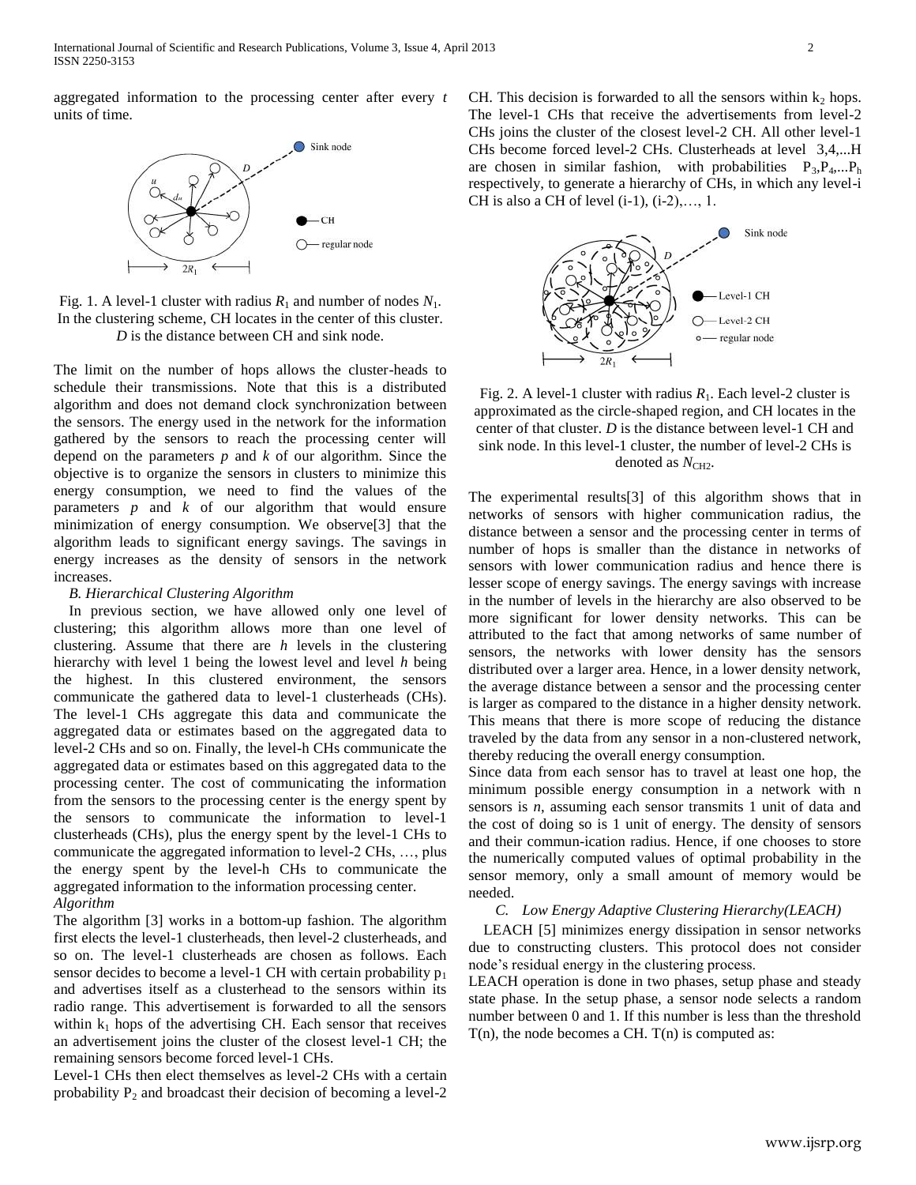aggregated information to the processing center after every *t* units of time.

Fig. 1. A level-1 cluster with radius $R_1$ and number of nodes $N_1$. In the clustering scheme, CH locates in the center of this cluster. *D* is the distance between CH and sink node.

The limit on the number of hops allows the cluster-heads to schedule their transmissions. Note that this is a distributed algorithm and does not demand clock synchronization between the sensors. The energy used in the network for the information gathered by the sensors to reach the processing center will depend on the parameters *p* and *k* of our algorithm. Since the objective is to organize the sensors in clusters to minimize this energy consumption, we need to find the values of the parameters *p* and *k* of our algorithm that would ensure minimization of energy consumption. We observe[3] that the algorithm leads to significant energy savings. The savings in energy increases as the density of sensors in the network increases.

### *B. Hierarchical Clustering Algorithm*

In previous section, we have allowed only one level of clustering; this algorithm allows more than one level of clustering. Assume that there are *h* levels in the clustering hierarchy with level 1 being the lowest level and level *h* being the highest. In this clustered environment, the sensors communicate the gathered data to level-1 clusterheads (CHs). The level-1 CHs aggregate this data and communicate the aggregated data or estimates based on the aggregated data to level-2 CHs and so on. Finally, the level-h CHs communicate the aggregated data or estimates based on this aggregated data to the processing center. The cost of communicating the information from the sensors to the processing center is the energy spent by the sensors to communicate the information to level-1 clusterheads (CHs), plus the energy spent by the level-1 CHs to communicate the aggregated information to level-2 CHs, …, plus the energy spent by the level-h CHs to communicate the aggregated information to the information processing center.

*Algorithm*

The algorithm [3] works in a bottom-up fashion. The algorithm first elects the level-1 clusterheads, then level-2 clusterheads, and so on. The level-1 clusterheads are chosen as follows. Each sensor decides to become a level-1 CH with certain probability $p_1$ and advertises itself as a clusterhead to the sensors within its radio range. This advertisement is forwarded to all the sensors within $k_1$ hops of the advertising CH. Each sensor that receives an advertisement joins the cluster of the closest level-1 CH; the remaining sensors become forced level-1 CHs.

Level-1 CHs then elect themselves as level-2 CHs with a certain probability $P_2$ and broadcast their decision of becoming a level-2 CH. This decision is forwarded to all the sensors within $k_2$ hops. The level-1 CHs that receive the advertisements from level-2 CHs joins the cluster of the closest level-2 CH. All other level-1 CHs become forced level-2 CHs. Clusterheads at level 3,4,...H are chosen in similar fashion, with probabilities $P_3, P_4, ... P_h$ respectively, to generate a hierarchy of CHs, in which any level-i CH is also a CH of level (i-1), (i-2),…, 1.

Fig. 2. A level-1 cluster with radius $R_1$. Each level-2 cluster is approximated as the circle-shaped region, and CH locates in the center of that cluster. *D* is the distance between level-1 CH and sink node. In this level-1 cluster, the number of level-2 CHs is denoted as $N_{CH2}$.

The experimental results[3] of this algorithm shows that in networks of sensors with higher communication radius, the distance between a sensor and the processing center in terms of number of hops is smaller than the distance in networks of sensors with lower communication radius and hence there is lesser scope of energy savings. The energy savings with increase in the number of levels in the hierarchy are also observed to be more significant for lower density networks. This can be attributed to the fact that among networks of same number of sensors, the networks with lower density has the sensors distributed over a larger area. Hence, in a lower density network, the average distance between a sensor and the processing center is larger as compared to the distance in a higher density network. This means that there is more scope of reducing the distance traveled by the data from any sensor in a non-clustered network, thereby reducing the overall energy consumption.

Since data from each sensor has to travel at least one hop, the minimum possible energy consumption in a network with n sensors is *n*, assuming each sensor transmits 1 unit of data and the cost of doing so is 1 unit of energy. The density of sensors and their commun-ication radius. Hence, if one chooses to store the numerically computed values of optimal probability in the sensor memory, only a small amount of memory would be needed.

### *C. Low Energy Adaptive Clustering Hierarchy(LEACH)*

LEACH [5] minimizes energy dissipation in sensor networks due to constructing clusters. This protocol does not consider node's residual energy in the clustering process.

LEACH operation is done in two phases, setup phase and steady state phase. In the setup phase, a sensor node selects a random number between 0 and 1. If this number is less than the threshold T(n), the node becomes a CH. T(n) is computed as: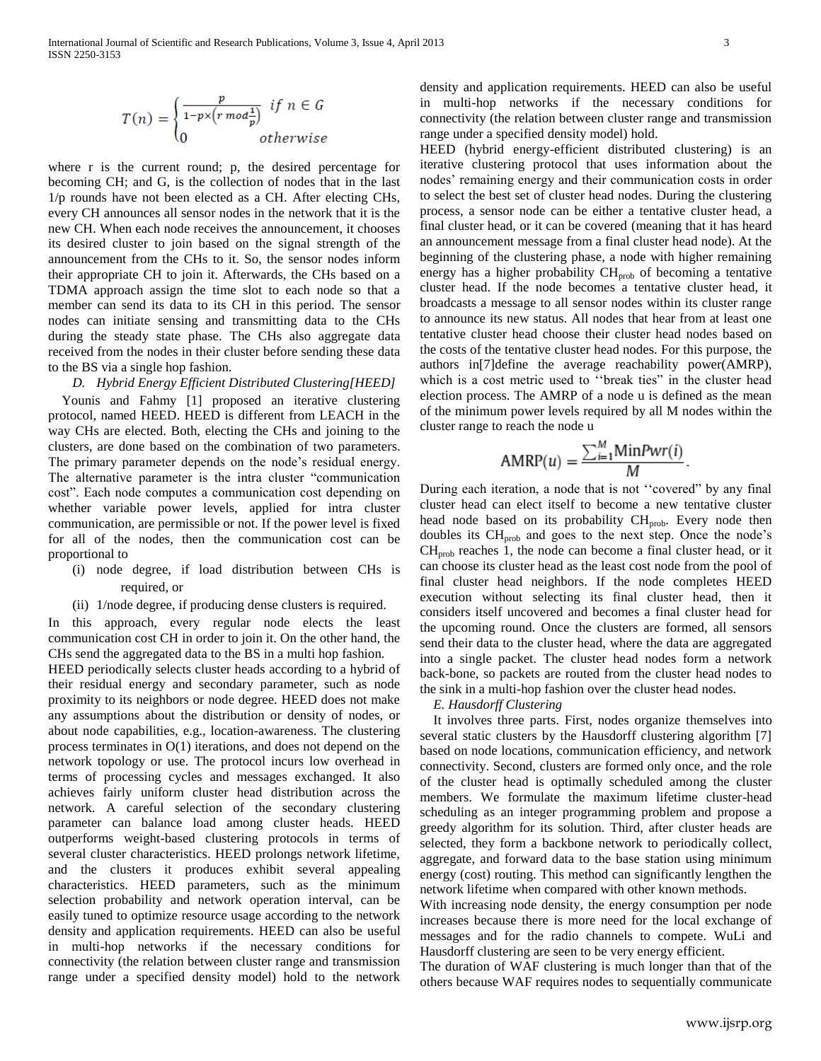$$T(n) = \begin{cases} \frac{p}{1-p\times\left(r \bmod \frac{1}{p}\right)} & if\ n \in G \\ 0 & otherwise \end{cases}$$

where r is the current round; p, the desired percentage for becoming CH; and G, is the collection of nodes that in the last 1/p rounds have not been elected as a CH. After electing CHs, every CH announces all sensor nodes in the network that it is the new CH. When each node receives the announcement, it chooses its desired cluster to join based on the signal strength of the announcement from the CHs to it. So, the sensor nodes inform their appropriate CH to join it. Afterwards, the CHs based on a TDMA approach assign the time slot to each node so that a member can send its data to its CH in this period. The sensor nodes can initiate sensing and transmitting data to the CHs during the steady state phase. The CHs also aggregate data received from the nodes in their cluster before sending these data to the BS via a single hop fashion.

### *D. Hybrid Energy Efficient Distributed Clustering[HEED]*

Younis and Fahmy [1] proposed an iterative clustering protocol, named HEED. HEED is different from LEACH in the way CHs are elected. Both, electing the CHs and joining to the clusters, are done based on the combination of two parameters. The primary parameter depends on the node's residual energy. The alternative parameter is the intra cluster "communication cost". Each node computes a communication cost depending on whether variable power levels, applied for intra cluster communication, are permissible or not. If the power level is fixed for all of the nodes, then the communication cost can be proportional to

(i) node degree, if load distribution between CHs is required, or

(ii) 1/node degree, if producing dense clusters is required.

In this approach, every regular node elects the least communication cost CH in order to join it. On the other hand, the CHs send the aggregated data to the BS in a multi hop fashion.

HEED periodically selects cluster heads according to a hybrid of their residual energy and secondary parameter, such as node proximity to its neighbors or node degree. HEED does not make any assumptions about the distribution or density of nodes, or about node capabilities, e.g., location-awareness. The clustering process terminates in O(1) iterations, and does not depend on the network topology or use. The protocol incurs low overhead in terms of processing cycles and messages exchanged. It also achieves fairly uniform cluster head distribution across the network. A careful selection of the secondary clustering parameter can balance load among cluster heads. HEED outperforms weight-based clustering protocols in terms of several cluster characteristics. HEED prolongs network lifetime, and the clusters it produces exhibit several appealing characteristics. HEED parameters, such as the minimum selection probability and network operation interval, can be easily tuned to optimize resource usage according to the network density and application requirements. HEED can also be useful in multi-hop networks if the necessary conditions for connectivity (the relation between cluster range and transmission range under a specified density model) hold to the network density and application requirements. HEED can also be useful in multi-hop networks if the necessary conditions for connectivity (the relation between cluster range and transmission range under a specified density model) hold.

HEED (hybrid energy-efficient distributed clustering) is an iterative clustering protocol that uses information about the nodes' remaining energy and their communication costs in order to select the best set of cluster head nodes. During the clustering process, a sensor node can be either a tentative cluster head, a final cluster head, or it can be covered (meaning that it has heard an announcement message from a final cluster head node). At the beginning of the clustering phase, a node with higher remaining energy has a higher probability $CH_{prob}$ of becoming a tentative cluster head. If the node becomes a tentative cluster head, it broadcasts a message to all sensor nodes within its cluster range to announce its new status. All nodes that hear from at least one tentative cluster head choose their cluster head nodes based on the costs of the tentative cluster head nodes. For this purpose, the authors in[7]define the average reachability power(AMRP), which is a cost metric used to ''break ties" in the cluster head election process. The AMRP of a node u is defined as the mean of the minimum power levels required by all M nodes within the cluster range to reach the node u

$$\mathrm{AMRP}(u) = \frac{\sum_{i=1}^{M} \mathrm{Min}Pwr(i)}{M}.$$

During each iteration, a node that is not ''covered" by any final cluster head can elect itself to become a new tentative cluster head node based on its probability $CH_{prob}$. Every node then doubles its $CH_{prob}$ and goes to the next step. Once the node's $CH_{prob}$ reaches 1, the node can become a final cluster head, or it can choose its cluster head as the least cost node from the pool of final cluster head neighbors. If the node completes HEED execution without selecting its final cluster head, then it considers itself uncovered and becomes a final cluster head for the upcoming round. Once the clusters are formed, all sensors send their data to the cluster head, where the data are aggregated into a single packet. The cluster head nodes form a network back-bone, so packets are routed from the cluster head nodes to the sink in a multi-hop fashion over the cluster head nodes.

### *E. Hausdorff Clustering*

It involves three parts. First, nodes organize themselves into several static clusters by the Hausdorff clustering algorithm [7] based on node locations, communication efficiency, and network connectivity. Second, clusters are formed only once, and the role of the cluster head is optimally scheduled among the cluster members. We formulate the maximum lifetime cluster-head scheduling as an integer programming problem and propose a greedy algorithm for its solution. Third, after cluster heads are selected, they form a backbone network to periodically collect, aggregate, and forward data to the base station using minimum energy (cost) routing. This method can significantly lengthen the network lifetime when compared with other known methods.

With increasing node density, the energy consumption per node increases because there is more need for the local exchange of messages and for the radio channels to compete. WuLi and Hausdorff clustering are seen to be very energy efficient.

The duration of WAF clustering is much longer than that of the others because WAF requires nodes to sequentially communicate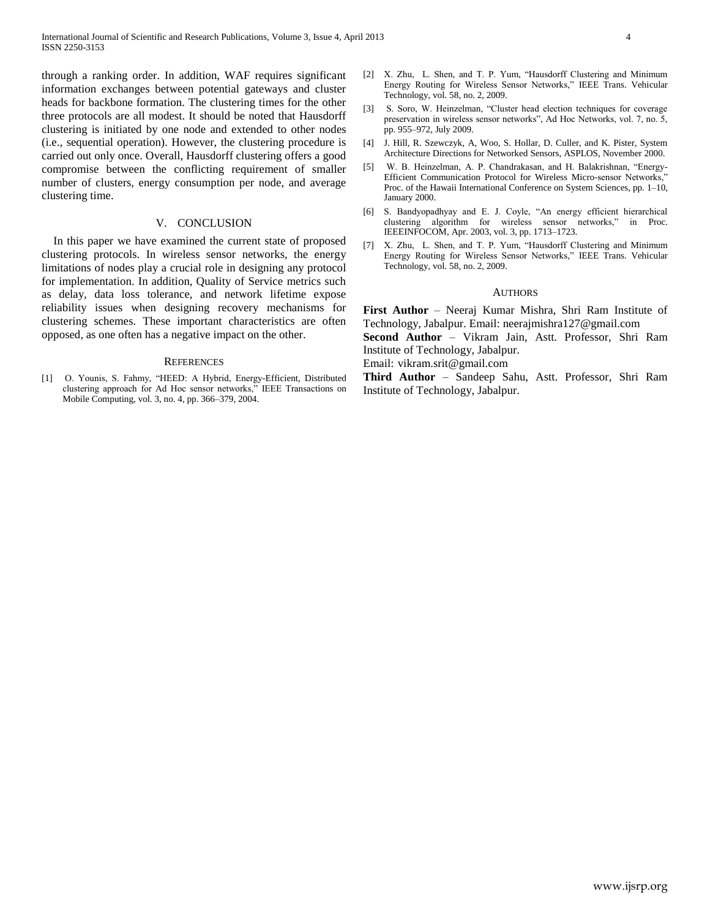through a ranking order. In addition, WAF requires significant information exchanges between potential gateways and cluster heads for backbone formation. The clustering times for the other three protocols are all modest. It should be noted that Hausdorff clustering is initiated by one node and extended to other nodes (i.e., sequential operation). However, the clustering procedure is carried out only once. Overall, Hausdorff clustering offers a good compromise between the conflicting requirement of smaller number of clusters, energy consumption per node, and average clustering time.

## V. CONCLUSION

In this paper we have examined the current state of proposed clustering protocols. In wireless sensor networks, the energy limitations of nodes play a crucial role in designing any protocol for implementation. In addition, Quality of Service metrics such as delay, data loss tolerance, and network lifetime expose reliability issues when designing recovery mechanisms for clustering schemes. These important characteristics are often opposed, as one often has a negative impact on the other.

## REFERENCES

[1] O. Younis, S. Fahmy, "HEED: A Hybrid, Energy-Efficient, Distributed clustering approach for Ad Hoc sensor networks," IEEE Transactions on Mobile Computing, vol. 3, no. 4, pp. 366–379, 2004.

[2] X. Zhu, L. Shen, and T. P. Yum, "Hausdorff Clustering and Minimum Energy Routing for Wireless Sensor Networks," IEEE Trans. Vehicular Technology, vol. 58, no. 2, 2009.

[3] S. Soro, W. Heinzelman, "Cluster head election techniques for coverage preservation in wireless sensor networks", Ad Hoc Networks, vol. 7, no. 5, pp. 955–972, July 2009.

[4] J. Hill, R. Szewczyk, A, Woo, S. Hollar, D. Culler, and K. Pister, System Architecture Directions for Networked Sensors, ASPLOS, November 2000.

[5] W. B. Heinzelman, A. P. Chandrakasan, and H. Balakrishnan, "Energy-Efficient Communication Protocol for Wireless Micro-sensor Networks," Proc. of the Hawaii International Conference on System Sciences, pp. 1–10, January 2000.

[6] S. Bandyopadhyay and E. J. Coyle, "An energy efficient hierarchical clustering algorithm for wireless sensor networks," in Proc. IEEEINFOCOM, Apr. 2003, vol. 3, pp. 1713–1723.

[7] X. Zhu, L. Shen, and T. P. Yum, "Hausdorff Clustering and Minimum Energy Routing for Wireless Sensor Networks," IEEE Trans. Vehicular Technology, vol. 58, no. 2, 2009.

## AUTHORS

**First Author** – Neeraj Kumar Mishra, Shri Ram Institute of Technology, Jabalpur. Email: neerajmishra127@gmail.com

**Second Author** – Vikram Jain, Astt. Professor, Shri Ram Institute of Technology, Jabalpur.
Email: vikram.srit@gmail.com

**Third Author** – Sandeep Sahu, Astt. Professor, Shri Ram Institute of Technology, Jabalpur.